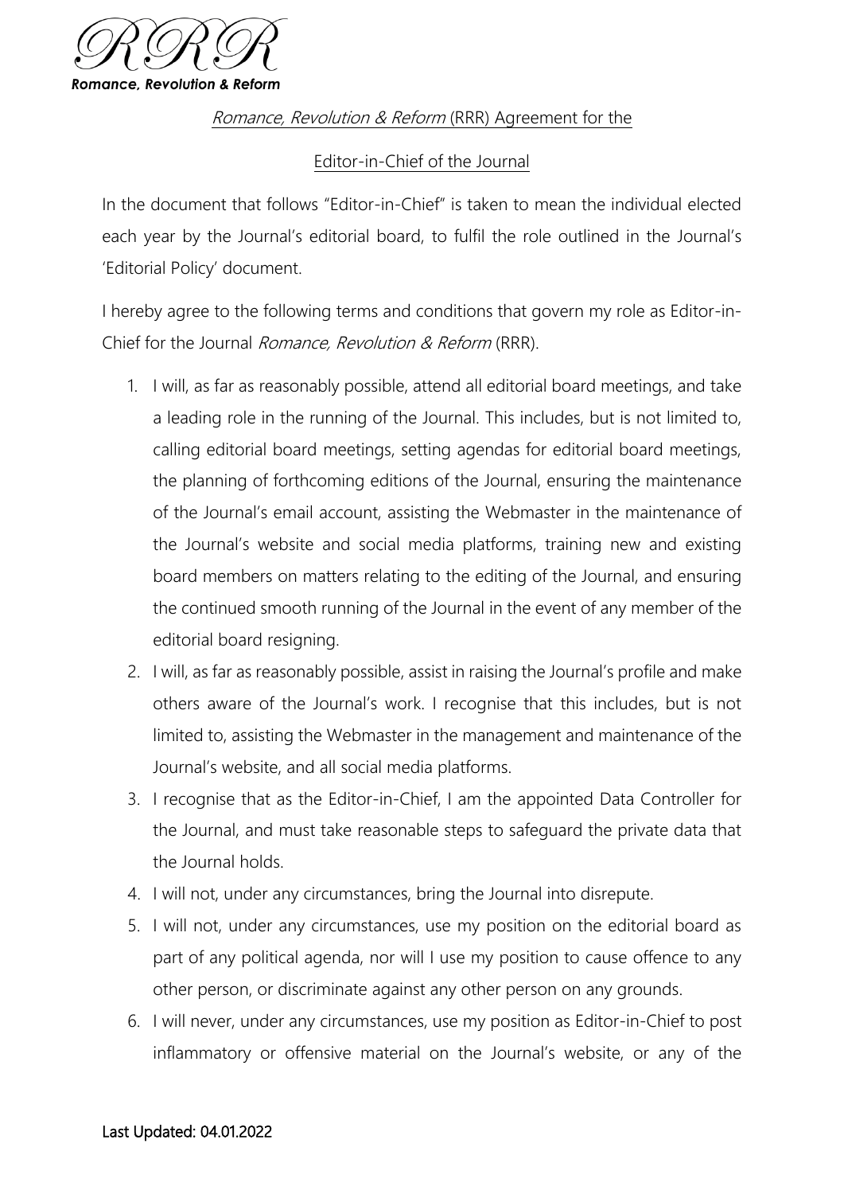RRR
**Romance, Revolution & Reform**

# *Romance, Revolution & Reform* (RRR) Agreement for the Editor-in-Chief of the Journal

In the document that follows "Editor-in-Chief" is taken to mean the individual elected each year by the Journal's editorial board, to fulfil the role outlined in the Journal's 'Editorial Policy' document.

I hereby agree to the following terms and conditions that govern my role as Editor-in-Chief for the Journal *Romance, Revolution & Reform* (RRR).

1. I will, as far as reasonably possible, attend all editorial board meetings, and take a leading role in the running of the Journal. This includes, but is not limited to, calling editorial board meetings, setting agendas for editorial board meetings, the planning of forthcoming editions of the Journal, ensuring the maintenance of the Journal's email account, assisting the Webmaster in the maintenance of the Journal's website and social media platforms, training new and existing board members on matters relating to the editing of the Journal, and ensuring the continued smooth running of the Journal in the event of any member of the editorial board resigning.
2. I will, as far as reasonably possible, assist in raising the Journal's profile and make others aware of the Journal's work. I recognise that this includes, but is not limited to, assisting the Webmaster in the management and maintenance of the Journal's website, and all social media platforms.
3. I recognise that as the Editor-in-Chief, I am the appointed Data Controller for the Journal, and must take reasonable steps to safeguard the private data that the Journal holds.
4. I will not, under any circumstances, bring the Journal into disrepute.
5. I will not, under any circumstances, use my position on the editorial board as part of any political agenda, nor will I use my position to cause offence to any other person, or discriminate against any other person on any grounds.
6. I will never, under any circumstances, use my position as Editor-in-Chief to post inflammatory or offensive material on the Journal's website, or any of the

Last Updated: 04.01.2022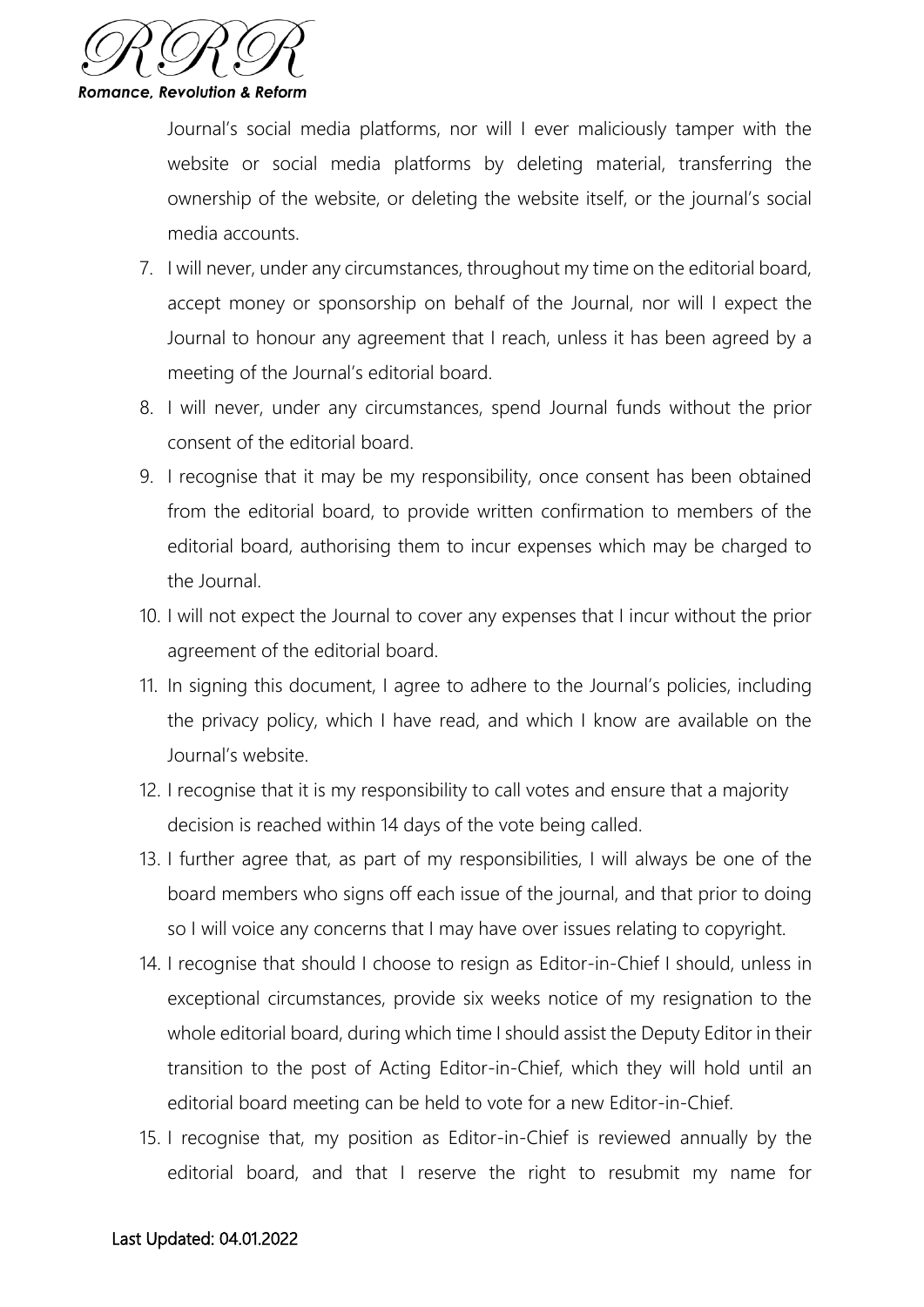Journal's social media platforms, nor will I ever maliciously tamper with the website or social media platforms by deleting material, transferring the ownership of the website, or deleting the website itself, or the journal's social media accounts.

7. I will never, under any circumstances, throughout my time on the editorial board, accept money or sponsorship on behalf of the Journal, nor will I expect the Journal to honour any agreement that I reach, unless it has been agreed by a meeting of the Journal's editorial board.
8. I will never, under any circumstances, spend Journal funds without the prior consent of the editorial board.
9. I recognise that it may be my responsibility, once consent has been obtained from the editorial board, to provide written confirmation to members of the editorial board, authorising them to incur expenses which may be charged to the Journal.
10. I will not expect the Journal to cover any expenses that I incur without the prior agreement of the editorial board.
11. In signing this document, I agree to adhere to the Journal's policies, including the privacy policy, which I have read, and which I know are available on the Journal's website.
12. I recognise that it is my responsibility to call votes and ensure that a majority decision is reached within 14 days of the vote being called.
13. I further agree that, as part of my responsibilities, I will always be one of the board members who signs off each issue of the journal, and that prior to doing so I will voice any concerns that I may have over issues relating to copyright.
14. I recognise that should I choose to resign as Editor-in-Chief I should, unless in exceptional circumstances, provide six weeks notice of my resignation to the whole editorial board, during which time I should assist the Deputy Editor in their transition to the post of Acting Editor-in-Chief, which they will hold until an editorial board meeting can be held to vote for a new Editor-in-Chief.
15. I recognise that, my position as Editor-in-Chief is reviewed annually by the editorial board, and that I reserve the right to resubmit my name for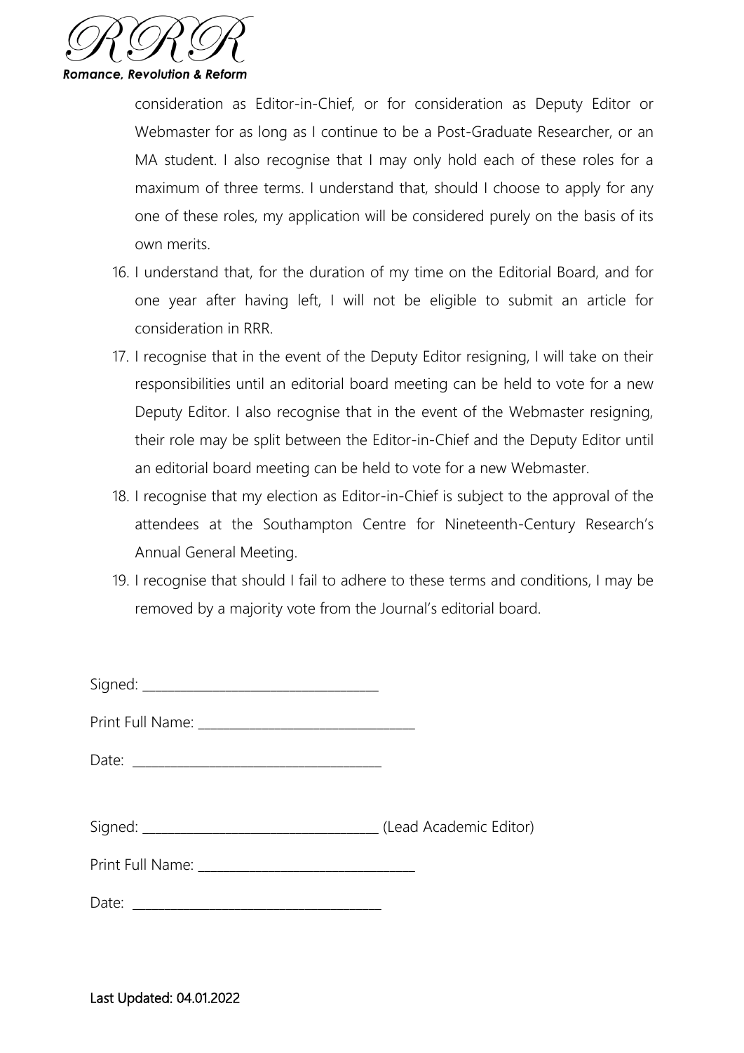consideration as Editor-in-Chief, or for consideration as Deputy Editor or Webmaster for as long as I continue to be a Post-Graduate Researcher, or an MA student. I also recognise that I may only hold each of these roles for a maximum of three terms. I understand that, should I choose to apply for any one of these roles, my application will be considered purely on the basis of its own merits.

16. I understand that, for the duration of my time on the Editorial Board, and for one year after having left, I will not be eligible to submit an article for consideration in RRR.
17. I recognise that in the event of the Deputy Editor resigning, I will take on their responsibilities until an editorial board meeting can be held to vote for a new Deputy Editor. I also recognise that in the event of the Webmaster resigning, their role may be split between the Editor-in-Chief and the Deputy Editor until an editorial board meeting can be held to vote for a new Webmaster.
18. I recognise that my election as Editor-in-Chief is subject to the approval of the attendees at the Southampton Centre for Nineteenth-Century Research's Annual General Meeting.
19. I recognise that should I fail to adhere to these terms and conditions, I may be removed by a majority vote from the Journal's editorial board.

Signed: ___________________________________

Print Full Name: _______________________________

Date: _____________________________________

Signed: ___________________________________ (Lead Academic Editor)

Print Full Name: _______________________________

Date: _____________________________________

Last Updated: 04.01.2022